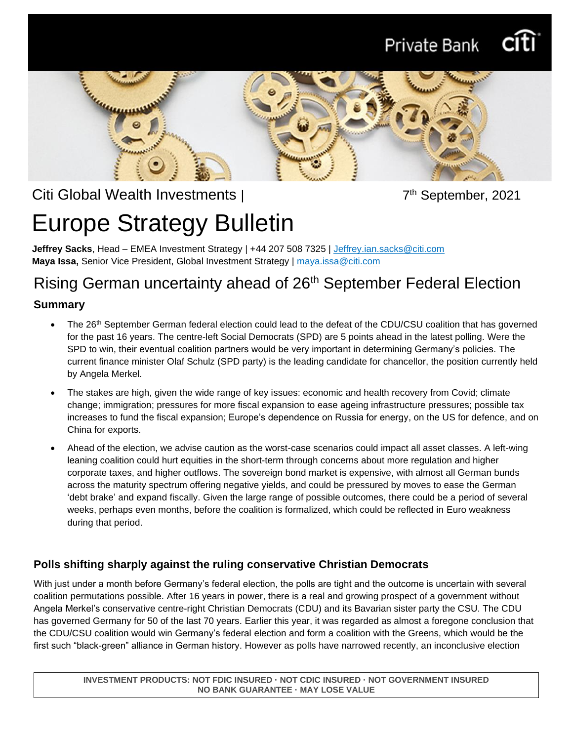Citi Global Wealth Investments | 7th September, 2021

# Europe Strategy Bulletin

**Jeffrey Sacks**, Head – EMEA Investment Strategy | +44 207 508 7325 | Jeffrey.ian.sacks@citi.com
**Maya Issa,** Senior Vice President, Global Investment Strategy | maya.issa@citi.com

## Rising German uncertainty ahead of 26th September Federal Election

### Summary

- The 26th September German federal election could lead to the defeat of the CDU/CSU coalition that has governed for the past 16 years. The centre-left Social Democrats (SPD) are 5 points ahead in the latest polling. Were the SPD to win, their eventual coalition partners would be very important in determining Germany's policies. The current finance minister Olaf Schulz (SPD party) is the leading candidate for chancellor, the position currently held by Angela Merkel.
- The stakes are high, given the wide range of key issues: economic and health recovery from Covid; climate change; immigration; pressures for more fiscal expansion to ease ageing infrastructure pressures; possible tax increases to fund the fiscal expansion; Europe's dependence on Russia for energy, on the US for defence, and on China for exports.
- Ahead of the election, we advise caution as the worst-case scenarios could impact all asset classes. A left-wing leaning coalition could hurt equities in the short-term through concerns about more regulation and higher corporate taxes, and higher outflows. The sovereign bond market is expensive, with almost all German bunds across the maturity spectrum offering negative yields, and could be pressured by moves to ease the German 'debt brake' and expand fiscally. Given the large range of possible outcomes, there could be a period of several weeks, perhaps even months, before the coalition is formalized, which could be reflected in Euro weakness during that period.

### Polls shifting sharply against the ruling conservative Christian Democrats

With just under a month before Germany's federal election, the polls are tight and the outcome is uncertain with several coalition permutations possible. After 16 years in power, there is a real and growing prospect of a government without Angela Merkel's conservative centre-right Christian Democrats (CDU) and its Bavarian sister party the CSU. The CDU has governed Germany for 50 of the last 70 years. Earlier this year, it was regarded as almost a foregone conclusion that the CDU/CSU coalition would win Germany's federal election and form a coalition with the Greens, which would be the first such "black-green" alliance in German history. However as polls have narrowed recently, an inconclusive election

INVESTMENT PRODUCTS: NOT FDIC INSURED · NOT CDIC INSURED · NOT GOVERNMENT INSURED
NO BANK GUARANTEE · MAY LOSE VALUE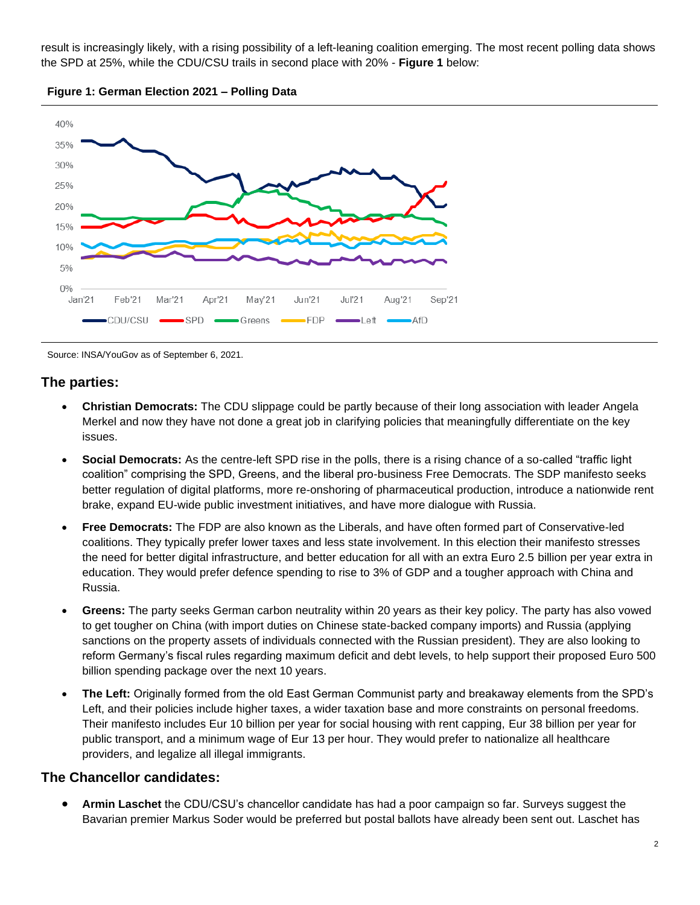result is increasingly likely, with a rising possibility of a left-leaning coalition emerging. The most recent polling data shows the SPD at 25%, while the CDU/CSU trails in second place with 20% - **Figure 1** below:

**Figure 1: German Election 2021 – Polling Data**

Source: INSA/YouGov as of September 6, 2021.

## The parties:

- **Christian Democrats:** The CDU slippage could be partly because of their long association with leader Angela Merkel and now they have not done a great job in clarifying policies that meaningfully differentiate on the key issues.
- **Social Democrats:** As the centre-left SPD rise in the polls, there is a rising chance of a so-called "traffic light coalition" comprising the SPD, Greens, and the liberal pro-business Free Democrats. The SDP manifesto seeks better regulation of digital platforms, more re-onshoring of pharmaceutical production, introduce a nationwide rent brake, expand EU-wide public investment initiatives, and have more dialogue with Russia.
- **Free Democrats:** The FDP are also known as the Liberals, and have often formed part of Conservative-led coalitions. They typically prefer lower taxes and less state involvement. In this election their manifesto stresses the need for better digital infrastructure, and better education for all with an extra Euro 2.5 billion per year extra in education. They would prefer defence spending to rise to 3% of GDP and a tougher approach with China and Russia.
- **Greens:** The party seeks German carbon neutrality within 20 years as their key policy. The party has also vowed to get tougher on China (with import duties on Chinese state-backed company imports) and Russia (applying sanctions on the property assets of individuals connected with the Russian president). They are also looking to reform Germany's fiscal rules regarding maximum deficit and debt levels, to help support their proposed Euro 500 billion spending package over the next 10 years.
- **The Left:** Originally formed from the old East German Communist party and breakaway elements from the SPD's Left, and their policies include higher taxes, a wider taxation base and more constraints on personal freedoms. Their manifesto includes Eur 10 billion per year for social housing with rent capping, Eur 38 billion per year for public transport, and a minimum wage of Eur 13 per hour. They would prefer to nationalize all healthcare providers, and legalize all illegal immigrants.

## The Chancellor candidates:

- **Armin Laschet** the CDU/CSU's chancellor candidate has had a poor campaign so far. Surveys suggest the Bavarian premier Markus Soder would be preferred but postal ballots have already been sent out. Laschet has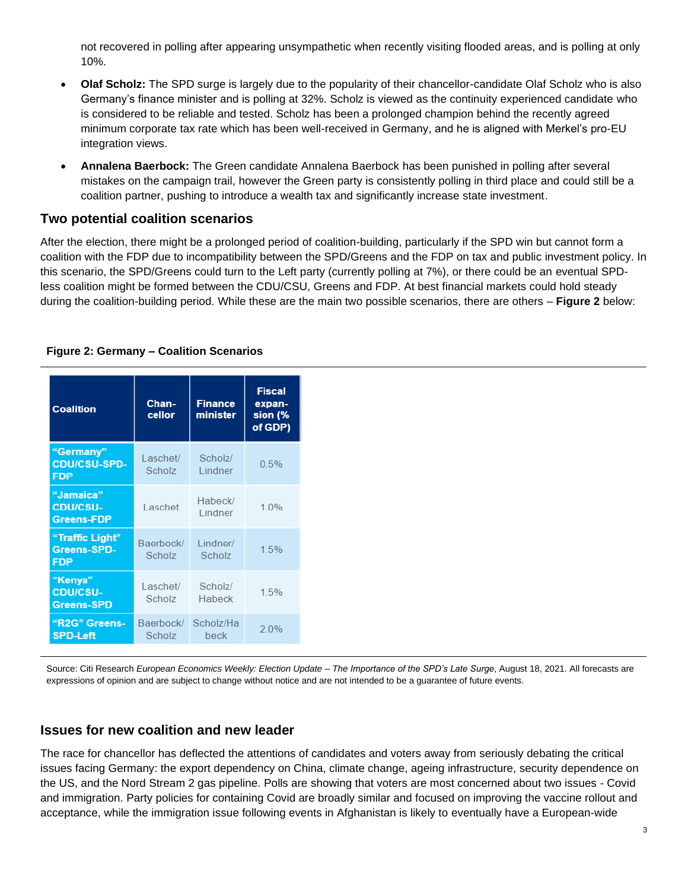not recovered in polling after appearing unsympathetic when recently visiting flooded areas, and is polling at only 10%.

- **Olaf Scholz:** The SPD surge is largely due to the popularity of their chancellor-candidate Olaf Scholz who is also Germany's finance minister and is polling at 32%. Scholz is viewed as the continuity experienced candidate who is considered to be reliable and tested. Scholz has been a prolonged champion behind the recently agreed minimum corporate tax rate which has been well-received in Germany, and he is aligned with Merkel's pro-EU integration views.
- **Annalena Baerbock:** The Green candidate Annalena Baerbock has been punished in polling after several mistakes on the campaign trail, however the Green party is consistently polling in third place and could still be a coalition partner, pushing to introduce a wealth tax and significantly increase state investment.

## Two potential coalition scenarios

After the election, there might be a prolonged period of coalition-building, particularly if the SPD win but cannot form a coalition with the FDP due to incompatibility between the SPD/Greens and the FDP on tax and public investment policy. In this scenario, the SPD/Greens could turn to the Left party (currently polling at 7%), or there could be an eventual SPD-less coalition might be formed between the CDU/CSU, Greens and FDP. At best financial markets could hold steady during the coalition-building period. While these are the main two possible scenarios, there are others – **Figure 2** below:

**Figure 2: Germany – Coalition Scenarios**

| Coalition | Chan-cellor | Finance minister | Fiscal expan-sion (% of GDP) |
|---|---|---|---|
| "Germany" CDU/CSU-SPD-FDP | Laschet/ Scholz | Scholz/ Lindner | 0.5% |
| "Jamaica" CDU/CSU-Greens-FDP | Laschet | Habeck/ Lindner | 1.0% |
| "Traffic Light" Greens-SPD-FDP | Baerbock/ Scholz | Lindner/ Scholz | 1.5% |
| "Kenya" CDU/CSU-Greens-SPD | Laschet/ Scholz | Scholz/ Habeck | 1.5% |
| "R2G" Greens-SPD-Left | Baerbock/ Scholz | Scholz/Habeck | 2.0% |

Source: Citi Research *European Economics Weekly: Election Update – The Importance of the SPD's Late Surge*, August 18, 2021. All forecasts are expressions of opinion and are subject to change without notice and are not intended to be a guarantee of future events.

## Issues for new coalition and new leader

The race for chancellor has deflected the attentions of candidates and voters away from seriously debating the critical issues facing Germany: the export dependency on China, climate change, ageing infrastructure, security dependence on the US, and the Nord Stream 2 gas pipeline. Polls are showing that voters are most concerned about two issues - Covid and immigration. Party policies for containing Covid are broadly similar and focused on improving the vaccine rollout and acceptance, while the immigration issue following events in Afghanistan is likely to eventually have a European-wide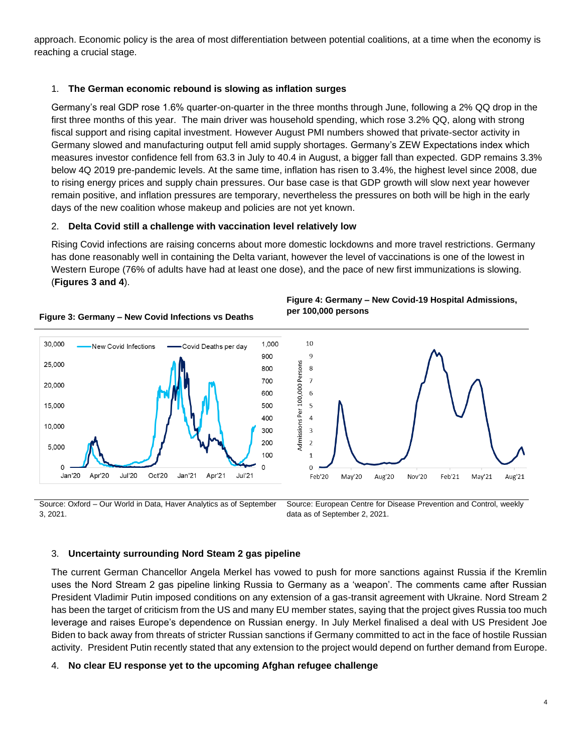approach. Economic policy is the area of most differentiation between potential coalitions, at a time when the economy is reaching a crucial stage.

1. **The German economic rebound is slowing as inflation surges**

Germany's real GDP rose 1.6% quarter-on-quarter in the three months through June, following a 2% QQ drop in the first three months of this year. The main driver was household spending, which rose 3.2% QQ, along with strong fiscal support and rising capital investment. However August PMI numbers showed that private-sector activity in Germany slowed and manufacturing output fell amid supply shortages. Germany's ZEW Expectations index which measures investor confidence fell from 63.3 in July to 40.4 in August, a bigger fall than expected. GDP remains 3.3% below 4Q 2019 pre-pandemic levels. At the same time, inflation has risen to 3.4%, the highest level since 2008, due to rising energy prices and supply chain pressures. Our base case is that GDP growth will slow next year however remain positive, and inflation pressures are temporary, nevertheless the pressures on both will be high in the early days of the new coalition whose makeup and policies are not yet known.

2. **Delta Covid still a challenge with vaccination level relatively low**

Rising Covid infections are raising concerns about more domestic lockdowns and more travel restrictions. Germany has done reasonably well in containing the Delta variant, however the level of vaccinations is one of the lowest in Western Europe (76% of adults have had at least one dose), and the pace of new first immunizations is slowing. (**Figures 3 and 4**).

**Figure 3: Germany – New Covid Infections vs Deaths**

Source: Oxford – Our World in Data, Haver Analytics as of September 3, 2021.

**Figure 4: Germany – New Covid-19 Hospital Admissions, per 100,000 persons**

Source: European Centre for Disease Prevention and Control, weekly data as of September 2, 2021.

3. **Uncertainty surrounding Nord Steam 2 gas pipeline**

The current German Chancellor Angela Merkel has vowed to push for more sanctions against Russia if the Kremlin uses the Nord Stream 2 gas pipeline linking Russia to Germany as a 'weapon'. The comments came after Russian President Vladimir Putin imposed conditions on any extension of a gas-transit agreement with Ukraine. Nord Stream 2 has been the target of criticism from the US and many EU member states, saying that the project gives Russia too much leverage and raises Europe's dependence on Russian energy. In July Merkel finalised a deal with US President Joe Biden to back away from threats of stricter Russian sanctions if Germany committed to act in the face of hostile Russian activity. President Putin recently stated that any extension to the project would depend on further demand from Europe.

4. **No clear EU response yet to the upcoming Afghan refugee challenge**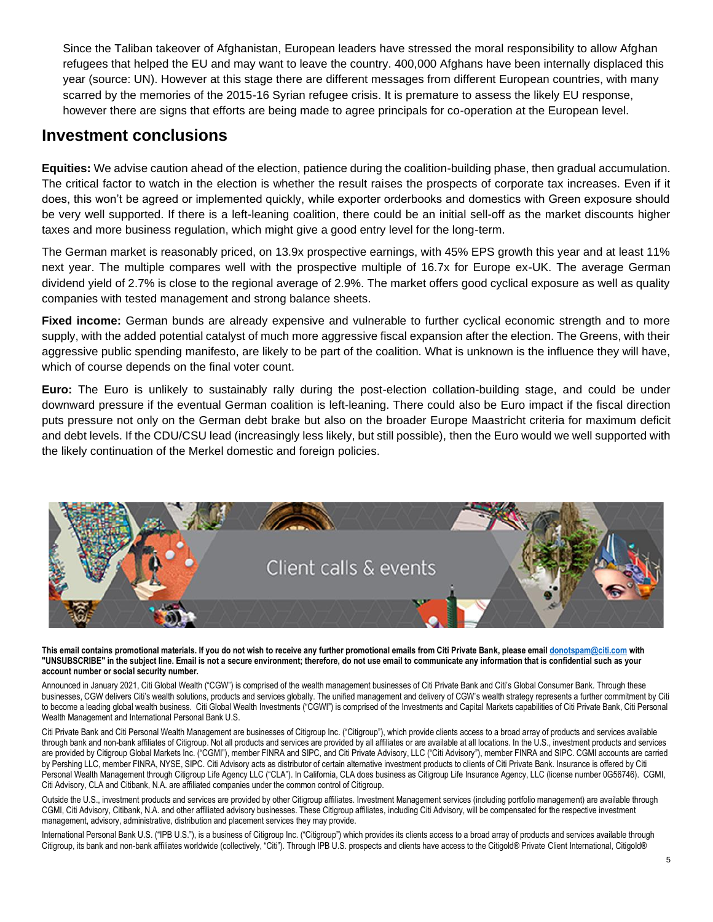Since the Taliban takeover of Afghanistan, European leaders have stressed the moral responsibility to allow Afghan refugees that helped the EU and may want to leave the country. 400,000 Afghans have been internally displaced this year (source: UN). However at this stage there are different messages from different European countries, with many scarred by the memories of the 2015-16 Syrian refugee crisis. It is premature to assess the likely EU response, however there are signs that efforts are being made to agree principals for co-operation at the European level.

## Investment conclusions

**Equities:** We advise caution ahead of the election, patience during the coalition-building phase, then gradual accumulation. The critical factor to watch in the election is whether the result raises the prospects of corporate tax increases. Even if it does, this won't be agreed or implemented quickly, while exporter orderbooks and domestics with Green exposure should be very well supported. If there is a left-leaning coalition, there could be an initial sell-off as the market discounts higher taxes and more business regulation, which might give a good entry level for the long-term.

The German market is reasonably priced, on 13.9x prospective earnings, with 45% EPS growth this year and at least 11% next year. The multiple compares well with the prospective multiple of 16.7x for Europe ex-UK. The average German dividend yield of 2.7% is close to the regional average of 2.9%. The market offers good cyclical exposure as well as quality companies with tested management and strong balance sheets.

**Fixed income:** German bunds are already expensive and vulnerable to further cyclical economic strength and to more supply, with the added potential catalyst of much more aggressive fiscal expansion after the election. The Greens, with their aggressive public spending manifesto, are likely to be part of the coalition. What is unknown is the influence they will have, which of course depends on the final voter count.

**Euro:** The Euro is unlikely to sustainably rally during the post-election collation-building stage, and could be under downward pressure if the eventual German coalition is left-leaning. There could also be Euro impact if the fiscal direction puts pressure not only on the German debt brake but also on the broader Europe Maastricht criteria for maximum deficit and debt levels. If the CDU/CSU lead (increasingly less likely, but still possible), then the Euro would we well supported with the likely continuation of the Merkel domestic and foreign policies.

Client calls & events

**This email contains promotional materials. If you do not wish to receive any further promotional emails from Citi Private Bank, please email donotspam@citi.com with "UNSUBSCRIBE" in the subject line. Email is not a secure environment; therefore, do not use email to communicate any information that is confidential such as your account number or social security number.**

Announced in January 2021, Citi Global Wealth ("CGW") is comprised of the wealth management businesses of Citi Private Bank and Citi's Global Consumer Bank. Through these businesses, CGW delivers Citi's wealth solutions, products and services globally. The unified management and delivery of CGW's wealth strategy represents a further commitment by Citi to become a leading global wealth business. Citi Global Wealth Investments ("CGWI") is comprised of the Investments and Capital Markets capabilities of Citi Private Bank, Citi Personal Wealth Management and International Personal Bank U.S.

Citi Private Bank and Citi Personal Wealth Management are businesses of Citigroup Inc. ("Citigroup"), which provide clients access to a broad array of products and services available through bank and non-bank affiliates of Citigroup. Not all products and services are provided by all affiliates or are available at all locations. In the U.S., investment products and services are provided by Citigroup Global Markets Inc. ("CGMI"), member FINRA and SIPC, and Citi Private Advisory, LLC ("Citi Advisory"), member FINRA and SIPC. CGMI accounts are carried by Pershing LLC, member FINRA, NYSE, SIPC. Citi Advisory acts as distributor of certain alternative investment products to clients of Citi Private Bank. Insurance is offered by Citi Personal Wealth Management through Citigroup Life Agency LLC ("CLA"). In California, CLA does business as Citigroup Life Insurance Agency, LLC (license number 0G56746). CGMI, Citi Advisory, CLA and Citibank, N.A. are affiliated companies under the common control of Citigroup.

Outside the U.S., investment products and services are provided by other Citigroup affiliates. Investment Management services (including portfolio management) are available through CGMI, Citi Advisory, Citibank, N.A. and other affiliated advisory businesses. These Citigroup affiliates, including Citi Advisory, will be compensated for the respective investment management, advisory, administrative, distribution and placement services they may provide.

International Personal Bank U.S. ("IPB U.S."), is a business of Citigroup Inc. ("Citigroup") which provides its clients access to a broad array of products and services available through Citigroup, its bank and non-bank affiliates worldwide (collectively, "Citi"). Through IPB U.S. prospects and clients have access to the Citigold® Private Client International, Citigold®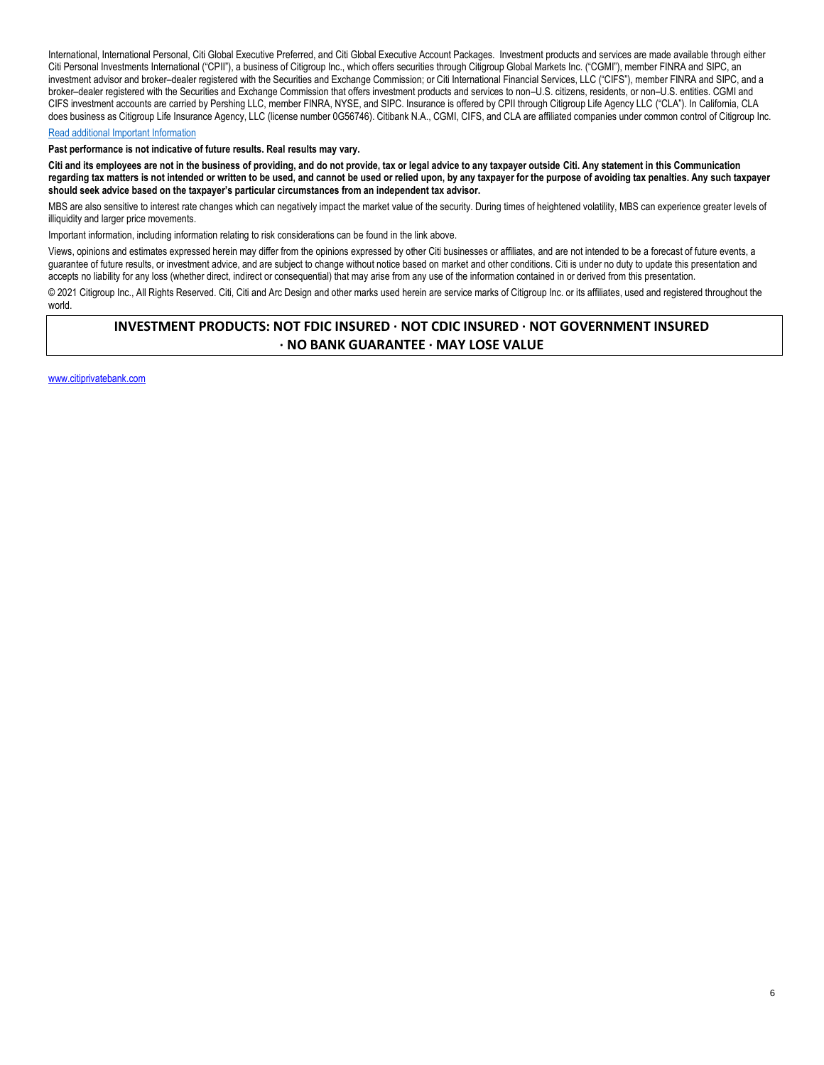International, International Personal, Citi Global Executive Preferred, and Citi Global Executive Account Packages. Investment products and services are made available through either Citi Personal Investments International ("CPII"), a business of Citigroup Inc., which offers securities through Citigroup Global Markets Inc. ("CGMI"), member FINRA and SIPC, an investment advisor and broker–dealer registered with the Securities and Exchange Commission; or Citi International Financial Services, LLC ("CIFS"), member FINRA and SIPC, and a broker–dealer registered with the Securities and Exchange Commission that offers investment products and services to non–U.S. citizens, residents, or non–U.S. entities. CGMI and CIFS investment accounts are carried by Pershing LLC, member FINRA, NYSE, and SIPC. Insurance is offered by CPII through Citigroup Life Agency LLC ("CLA"). In California, CLA does business as Citigroup Life Insurance Agency, LLC (license number 0G56746). Citibank N.A., CGMI, CIFS, and CLA are affiliated companies under common control of Citigroup Inc.

[Read additional Important Information]

**Past performance is not indicative of future results. Real results may vary.**

**Citi and its employees are not in the business of providing, and do not provide, tax or legal advice to any taxpayer outside Citi. Any statement in this Communication regarding tax matters is not intended or written to be used, and cannot be used or relied upon, by any taxpayer for the purpose of avoiding tax penalties. Any such taxpayer should seek advice based on the taxpayer's particular circumstances from an independent tax advisor.**

MBS are also sensitive to interest rate changes which can negatively impact the market value of the security. During times of heightened volatility, MBS can experience greater levels of illiquidity and larger price movements.

Important information, including information relating to risk considerations can be found in the link above.

Views, opinions and estimates expressed herein may differ from the opinions expressed by other Citi businesses or affiliates, and are not intended to be a forecast of future events, a guarantee of future results, or investment advice, and are subject to change without notice based on market and other conditions. Citi is under no duty to update this presentation and accepts no liability for any loss (whether direct, indirect or consequential) that may arise from any use of the information contained in or derived from this presentation.

© 2021 Citigroup Inc., All Rights Reserved. Citi, Citi and Arc Design and other marks used herein are service marks of Citigroup Inc. or its affiliates, used and registered throughout the world.

**INVESTMENT PRODUCTS: NOT FDIC INSURED · NOT CDIC INSURED · NOT GOVERNMENT INSURED · NO BANK GUARANTEE · MAY LOSE VALUE**

www.citiprivatebank.com